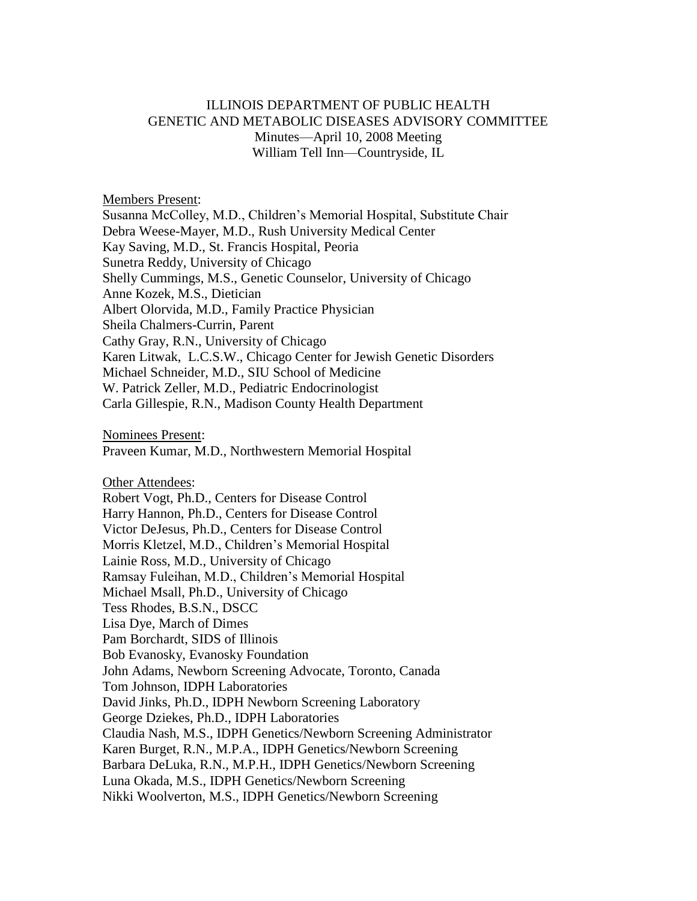# ILLINOIS DEPARTMENT OF PUBLIC HEALTH
# GENETIC AND METABOLIC DISEASES ADVISORY COMMITTEE

Minutes—April 10, 2008 Meeting
William Tell Inn—Countryside, IL

Members Present:

Susanna McColley, M.D., Children's Memorial Hospital, Substitute Chair
Debra Weese-Mayer, M.D., Rush University Medical Center
Kay Saving, M.D., St. Francis Hospital, Peoria
Sunetra Reddy, University of Chicago
Shelly Cummings, M.S., Genetic Counselor, University of Chicago
Anne Kozek, M.S., Dietician
Albert Olorvida, M.D., Family Practice Physician
Sheila Chalmers-Currin, Parent
Cathy Gray, R.N., University of Chicago
Karen Litwak, L.C.S.W., Chicago Center for Jewish Genetic Disorders
Michael Schneider, M.D., SIU School of Medicine
W. Patrick Zeller, M.D., Pediatric Endocrinologist
Carla Gillespie, R.N., Madison County Health Department

Nominees Present:

Praveen Kumar, M.D., Northwestern Memorial Hospital

Other Attendees:

Robert Vogt, Ph.D., Centers for Disease Control
Harry Hannon, Ph.D., Centers for Disease Control
Victor DeJesus, Ph.D., Centers for Disease Control
Morris Kletzel, M.D., Children's Memorial Hospital
Lainie Ross, M.D., University of Chicago
Ramsay Fuleihan, M.D., Children's Memorial Hospital
Michael Msall, Ph.D., University of Chicago
Tess Rhodes, B.S.N., DSCC
Lisa Dye, March of Dimes
Pam Borchardt, SIDS of Illinois
Bob Evanosky, Evanosky Foundation
John Adams, Newborn Screening Advocate, Toronto, Canada
Tom Johnson, IDPH Laboratories
David Jinks, Ph.D., IDPH Newborn Screening Laboratory
George Dziekes, Ph.D., IDPH Laboratories
Claudia Nash, M.S., IDPH Genetics/Newborn Screening Administrator
Karen Burget, R.N., M.P.A., IDPH Genetics/Newborn Screening
Barbara DeLuka, R.N., M.P.H., IDPH Genetics/Newborn Screening
Luna Okada, M.S., IDPH Genetics/Newborn Screening
Nikki Woolverton, M.S., IDPH Genetics/Newborn Screening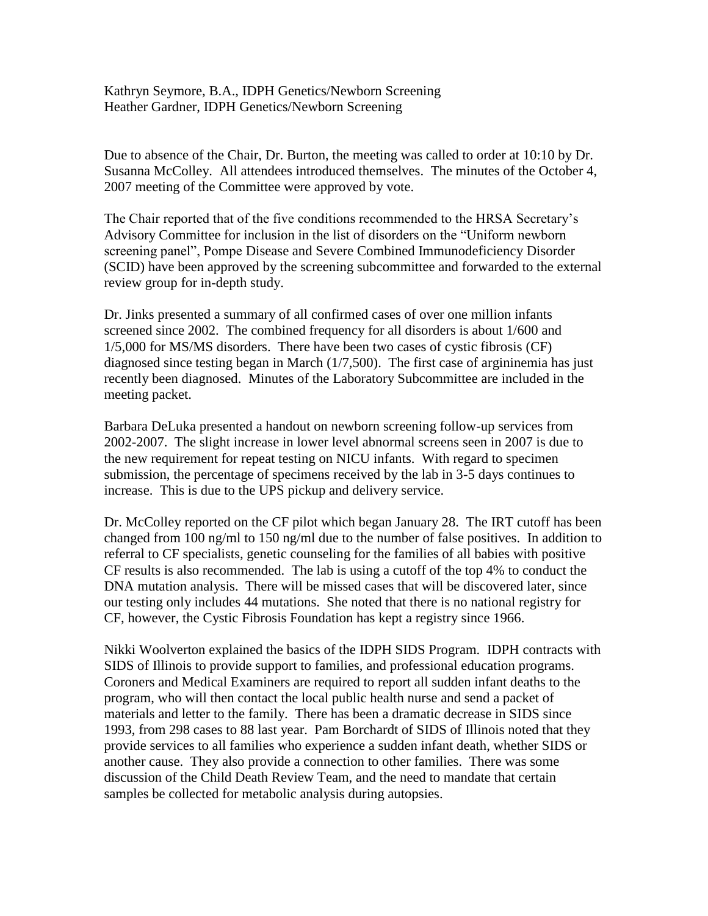Kathryn Seymore, B.A., IDPH Genetics/Newborn Screening
Heather Gardner, IDPH Genetics/Newborn Screening

Due to absence of the Chair, Dr. Burton, the meeting was called to order at 10:10 by Dr. Susanna McColley. All attendees introduced themselves. The minutes of the October 4, 2007 meeting of the Committee were approved by vote.

The Chair reported that of the five conditions recommended to the HRSA Secretary's Advisory Committee for inclusion in the list of disorders on the "Uniform newborn screening panel", Pompe Disease and Severe Combined Immunodeficiency Disorder (SCID) have been approved by the screening subcommittee and forwarded to the external review group for in-depth study.

Dr. Jinks presented a summary of all confirmed cases of over one million infants screened since 2002. The combined frequency for all disorders is about 1/600 and 1/5,000 for MS/MS disorders. There have been two cases of cystic fibrosis (CF) diagnosed since testing began in March (1/7,500). The first case of argininemia has just recently been diagnosed. Minutes of the Laboratory Subcommittee are included in the meeting packet.

Barbara DeLuka presented a handout on newborn screening follow-up services from 2002-2007. The slight increase in lower level abnormal screens seen in 2007 is due to the new requirement for repeat testing on NICU infants. With regard to specimen submission, the percentage of specimens received by the lab in 3-5 days continues to increase. This is due to the UPS pickup and delivery service.

Dr. McColley reported on the CF pilot which began January 28. The IRT cutoff has been changed from 100 ng/ml to 150 ng/ml due to the number of false positives. In addition to referral to CF specialists, genetic counseling for the families of all babies with positive CF results is also recommended. The lab is using a cutoff of the top 4% to conduct the DNA mutation analysis. There will be missed cases that will be discovered later, since our testing only includes 44 mutations. She noted that there is no national registry for CF, however, the Cystic Fibrosis Foundation has kept a registry since 1966.

Nikki Woolverton explained the basics of the IDPH SIDS Program. IDPH contracts with SIDS of Illinois to provide support to families, and professional education programs. Coroners and Medical Examiners are required to report all sudden infant deaths to the program, who will then contact the local public health nurse and send a packet of materials and letter to the family. There has been a dramatic decrease in SIDS since 1993, from 298 cases to 88 last year. Pam Borchardt of SIDS of Illinois noted that they provide services to all families who experience a sudden infant death, whether SIDS or another cause. They also provide a connection to other families. There was some discussion of the Child Death Review Team, and the need to mandate that certain samples be collected for metabolic analysis during autopsies.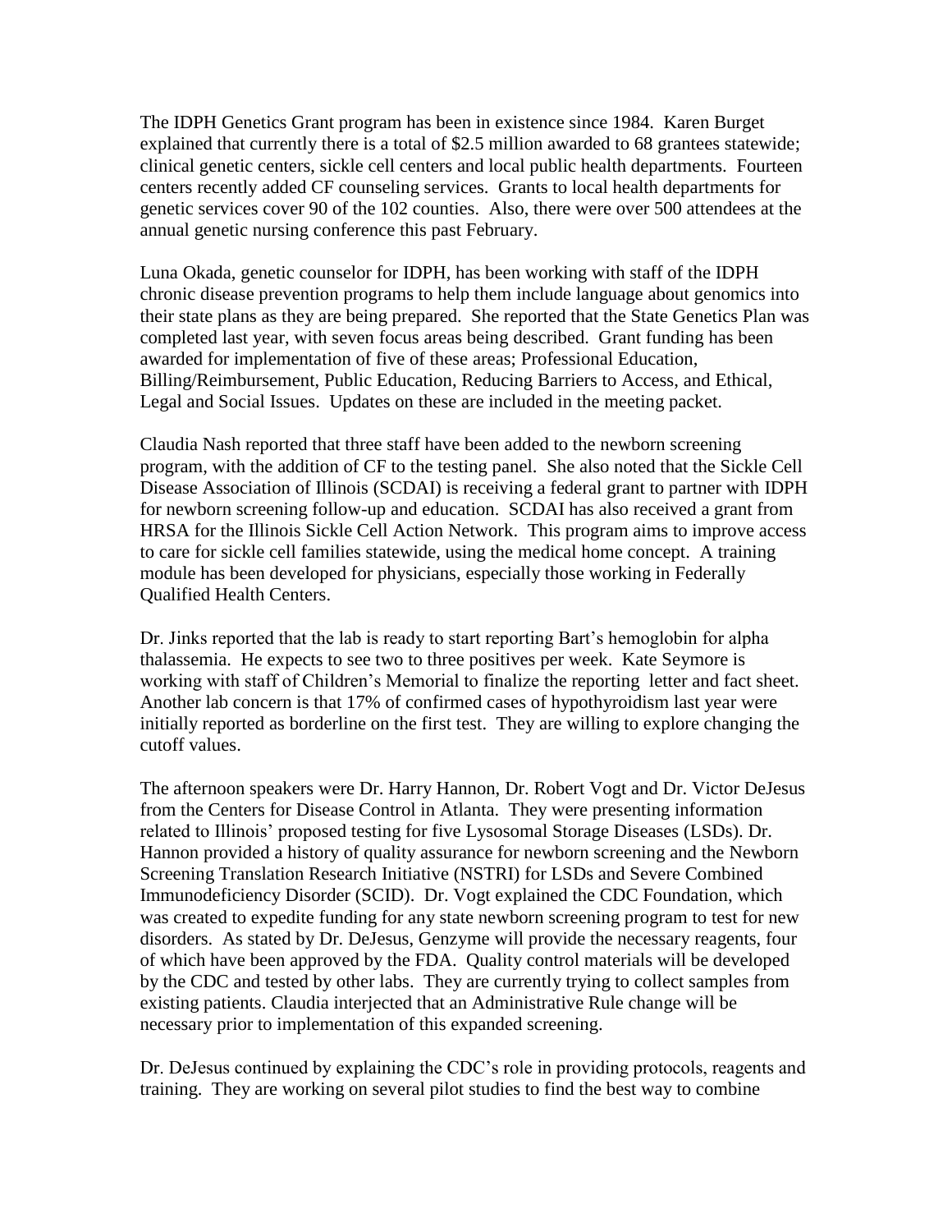The IDPH Genetics Grant program has been in existence since 1984. Karen Burget explained that currently there is a total of $2.5 million awarded to 68 grantees statewide; clinical genetic centers, sickle cell centers and local public health departments. Fourteen centers recently added CF counseling services. Grants to local health departments for genetic services cover 90 of the 102 counties. Also, there were over 500 attendees at the annual genetic nursing conference this past February.

Luna Okada, genetic counselor for IDPH, has been working with staff of the IDPH chronic disease prevention programs to help them include language about genomics into their state plans as they are being prepared. She reported that the State Genetics Plan was completed last year, with seven focus areas being described. Grant funding has been awarded for implementation of five of these areas; Professional Education, Billing/Reimbursement, Public Education, Reducing Barriers to Access, and Ethical, Legal and Social Issues. Updates on these are included in the meeting packet.

Claudia Nash reported that three staff have been added to the newborn screening program, with the addition of CF to the testing panel. She also noted that the Sickle Cell Disease Association of Illinois (SCDAI) is receiving a federal grant to partner with IDPH for newborn screening follow-up and education. SCDAI has also received a grant from HRSA for the Illinois Sickle Cell Action Network. This program aims to improve access to care for sickle cell families statewide, using the medical home concept. A training module has been developed for physicians, especially those working in Federally Qualified Health Centers.

Dr. Jinks reported that the lab is ready to start reporting Bart's hemoglobin for alpha thalassemia. He expects to see two to three positives per week. Kate Seymore is working with staff of Children's Memorial to finalize the reporting letter and fact sheet. Another lab concern is that 17% of confirmed cases of hypothyroidism last year were initially reported as borderline on the first test. They are willing to explore changing the cutoff values.

The afternoon speakers were Dr. Harry Hannon, Dr. Robert Vogt and Dr. Victor DeJesus from the Centers for Disease Control in Atlanta. They were presenting information related to Illinois' proposed testing for five Lysosomal Storage Diseases (LSDs). Dr. Hannon provided a history of quality assurance for newborn screening and the Newborn Screening Translation Research Initiative (NSTRI) for LSDs and Severe Combined Immunodeficiency Disorder (SCID). Dr. Vogt explained the CDC Foundation, which was created to expedite funding for any state newborn screening program to test for new disorders. As stated by Dr. DeJesus, Genzyme will provide the necessary reagents, four of which have been approved by the FDA. Quality control materials will be developed by the CDC and tested by other labs. They are currently trying to collect samples from existing patients. Claudia interjected that an Administrative Rule change will be necessary prior to implementation of this expanded screening.

Dr. DeJesus continued by explaining the CDC's role in providing protocols, reagents and training. They are working on several pilot studies to find the best way to combine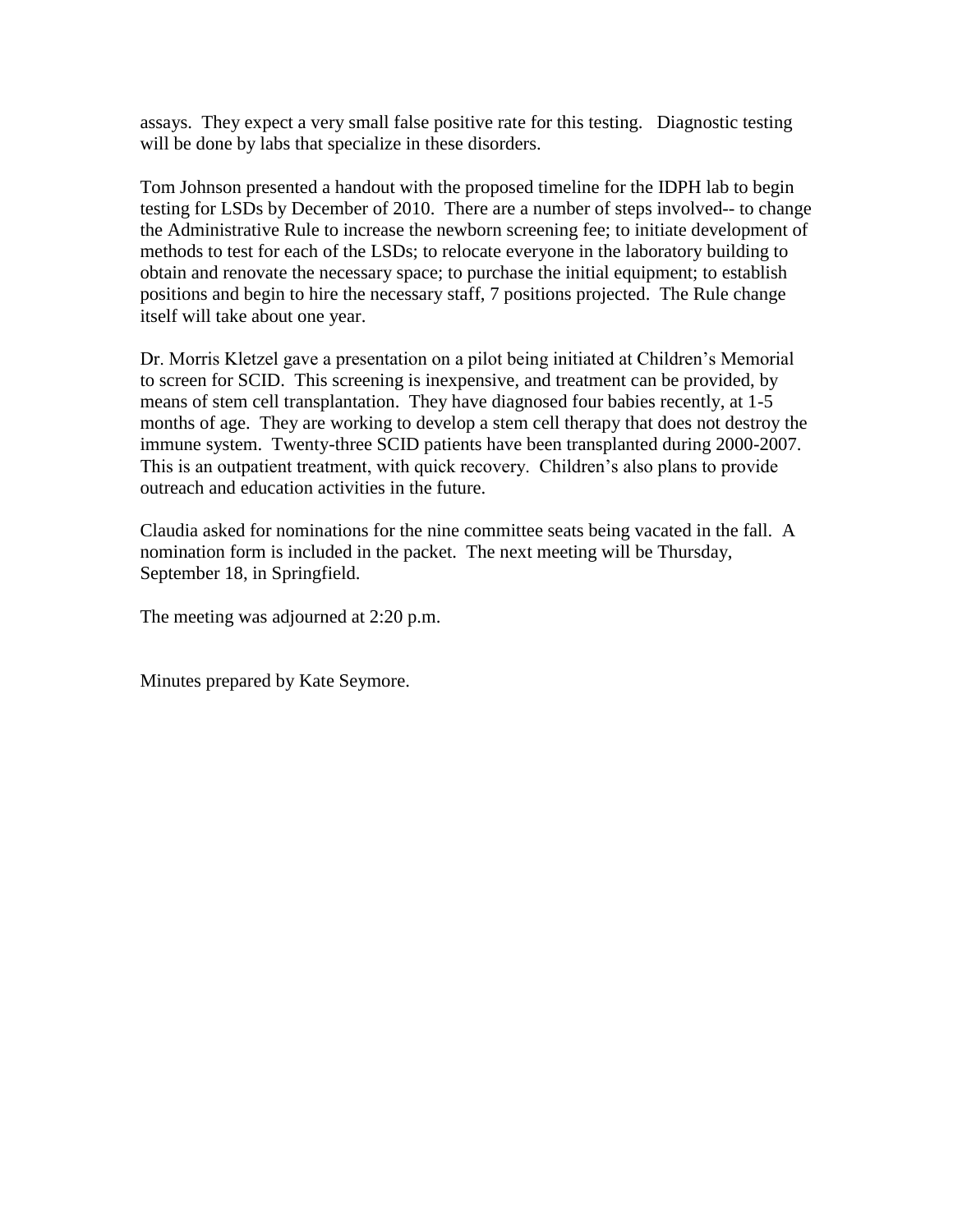assays. They expect a very small false positive rate for this testing. Diagnostic testing will be done by labs that specialize in these disorders.

Tom Johnson presented a handout with the proposed timeline for the IDPH lab to begin testing for LSDs by December of 2010. There are a number of steps involved-- to change the Administrative Rule to increase the newborn screening fee; to initiate development of methods to test for each of the LSDs; to relocate everyone in the laboratory building to obtain and renovate the necessary space; to purchase the initial equipment; to establish positions and begin to hire the necessary staff, 7 positions projected. The Rule change itself will take about one year.

Dr. Morris Kletzel gave a presentation on a pilot being initiated at Children's Memorial to screen for SCID. This screening is inexpensive, and treatment can be provided, by means of stem cell transplantation. They have diagnosed four babies recently, at 1-5 months of age. They are working to develop a stem cell therapy that does not destroy the immune system. Twenty-three SCID patients have been transplanted during 2000-2007. This is an outpatient treatment, with quick recovery. Children's also plans to provide outreach and education activities in the future.

Claudia asked for nominations for the nine committee seats being vacated in the fall. A nomination form is included in the packet. The next meeting will be Thursday, September 18, in Springfield.

The meeting was adjourned at 2:20 p.m.

Minutes prepared by Kate Seymore.